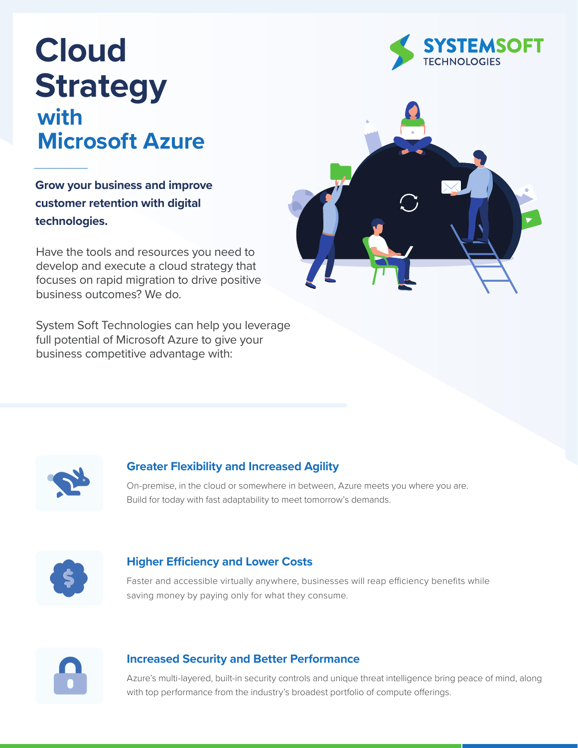# Cloud Strategy with Microsoft Azure

SYSTEMSOFT TECHNOLOGIES

**Grow your business and improve customer retention with digital technologies.**

Have the tools and resources you need to develop and execute a cloud strategy that focuses on rapid migration to drive positive business outcomes? We do.

System Soft Technologies can help you leverage full potential of Microsoft Azure to give your business competitive advantage with:

### Greater Flexibility and Increased Agility

On-premise, in the cloud or somewhere in between, Azure meets you where you are. Build for today with fast adaptability to meet tomorrow's demands.

### Higher Efficiency and Lower Costs

Faster and accessible virtually anywhere, businesses will reap efficiency benefits while saving money by paying only for what they consume.

### Increased Security and Better Performance

Azure's multi-layered, built-in security controls and unique threat intelligence bring peace of mind, along with top performance from the industry's broadest portfolio of compute offerings.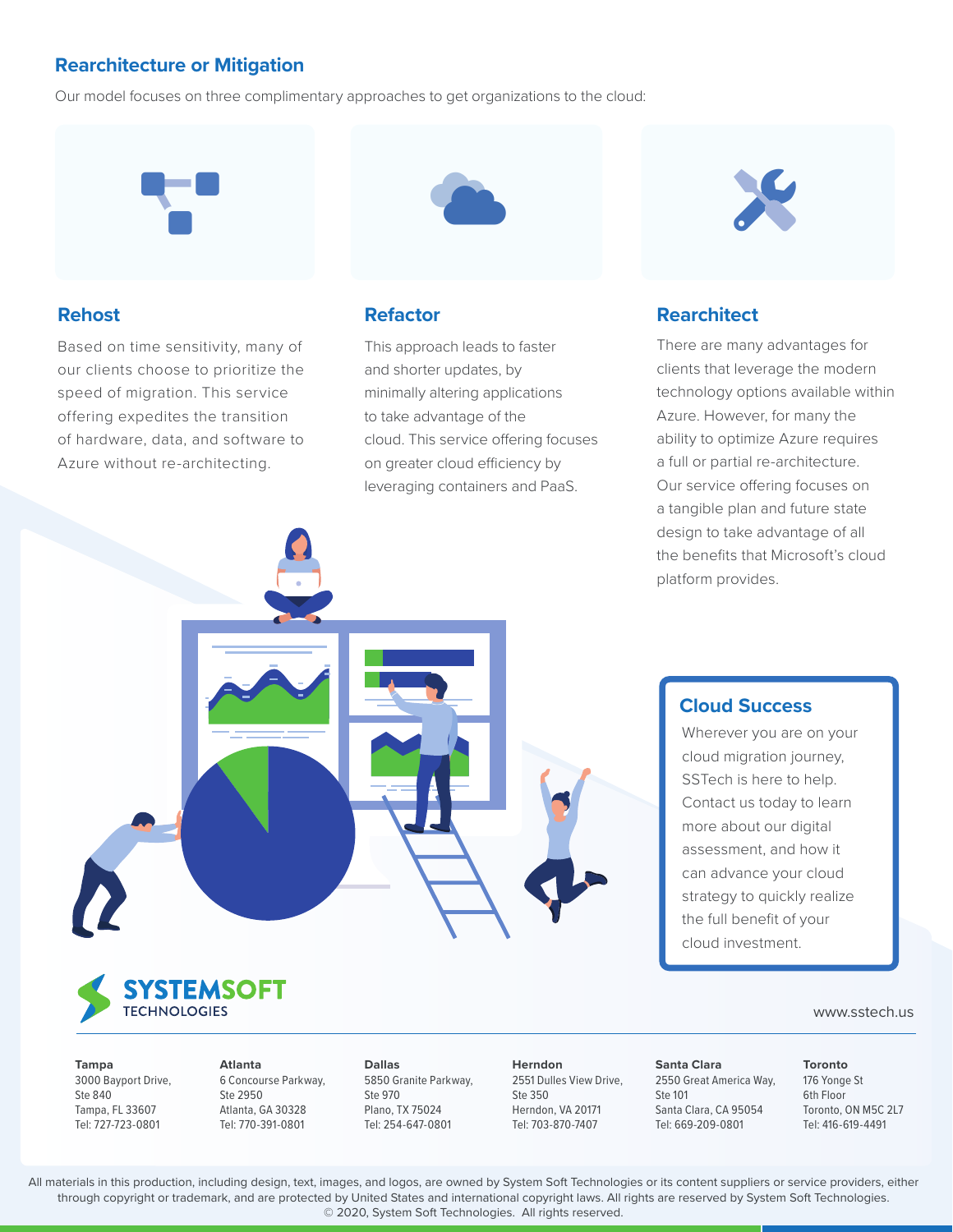## Rearchitecture or Mitigation

Our model focuses on three complimentary approaches to get organizations to the cloud:

### Rehost

Based on time sensitivity, many of our clients choose to prioritize the speed of migration. This service offering expedites the transition of hardware, data, and software to Azure without re-architecting.

### Refactor

This approach leads to faster and shorter updates, by minimally altering applications to take advantage of the cloud. This service offering focuses on greater cloud efficiency by leveraging containers and PaaS.

### Rearchitect

There are many advantages for clients that leverage the modern technology options available within Azure. However, for many the ability to optimize Azure requires a full or partial re-architecture. Our service offering focuses on a tangible plan and future state design to take advantage of all the benefits that Microsoft's cloud platform provides.

### Cloud Success

Wherever you are on your cloud migration journey, SSTech is here to help. Contact us today to learn more about our digital assessment, and how it can advance your cloud strategy to quickly realize the full benefit of your cloud investment.

**SYSTEMSOFT**
TECHNOLOGIES

www.sstech.us

**Tampa**
3000 Bayport Drive,
Ste 840
Tampa, FL 33607
Tel: 727-723-0801

**Atlanta**
6 Concourse Parkway,
Ste 2950
Atlanta, GA 30328
Tel: 770-391-0801

**Dallas**
5850 Granite Parkway,
Ste 970
Plano, TX 75024
Tel: 254-647-0801

**Herndon**
2551 Dulles View Drive,
Ste 350
Herndon, VA 20171
Tel: 703-870-7407

**Santa Clara**
2550 Great America Way,
Ste 101
Santa Clara, CA 95054
Tel: 669-209-0801

**Toronto**
176 Yonge St
6th Floor
Toronto, ON M5C 2L7
Tel: 416-619-4491

All materials in this production, including design, text, images, and logos, are owned by System Soft Technologies or its content suppliers or service providers, either through copyright or trademark, and are protected by United States and international copyright laws. All rights are reserved by System Soft Technologies.
© 2020, System Soft Technologies. All rights reserved.